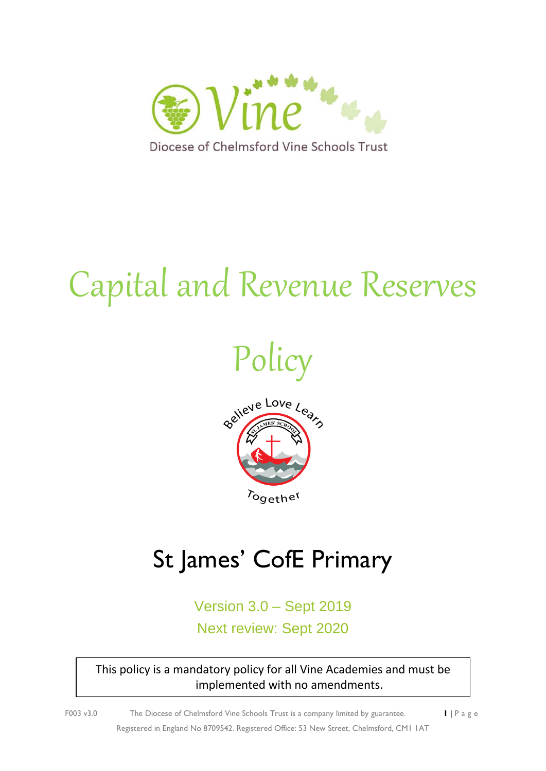Diocese of Chelmsford Vine Schools Trust

# Capital and Revenue Reserves Policy

## St James' CofE Primary

Version 3.0 – Sept 2019

Next review: Sept 2020

This policy is a mandatory policy for all Vine Academies and must be implemented with no amendments.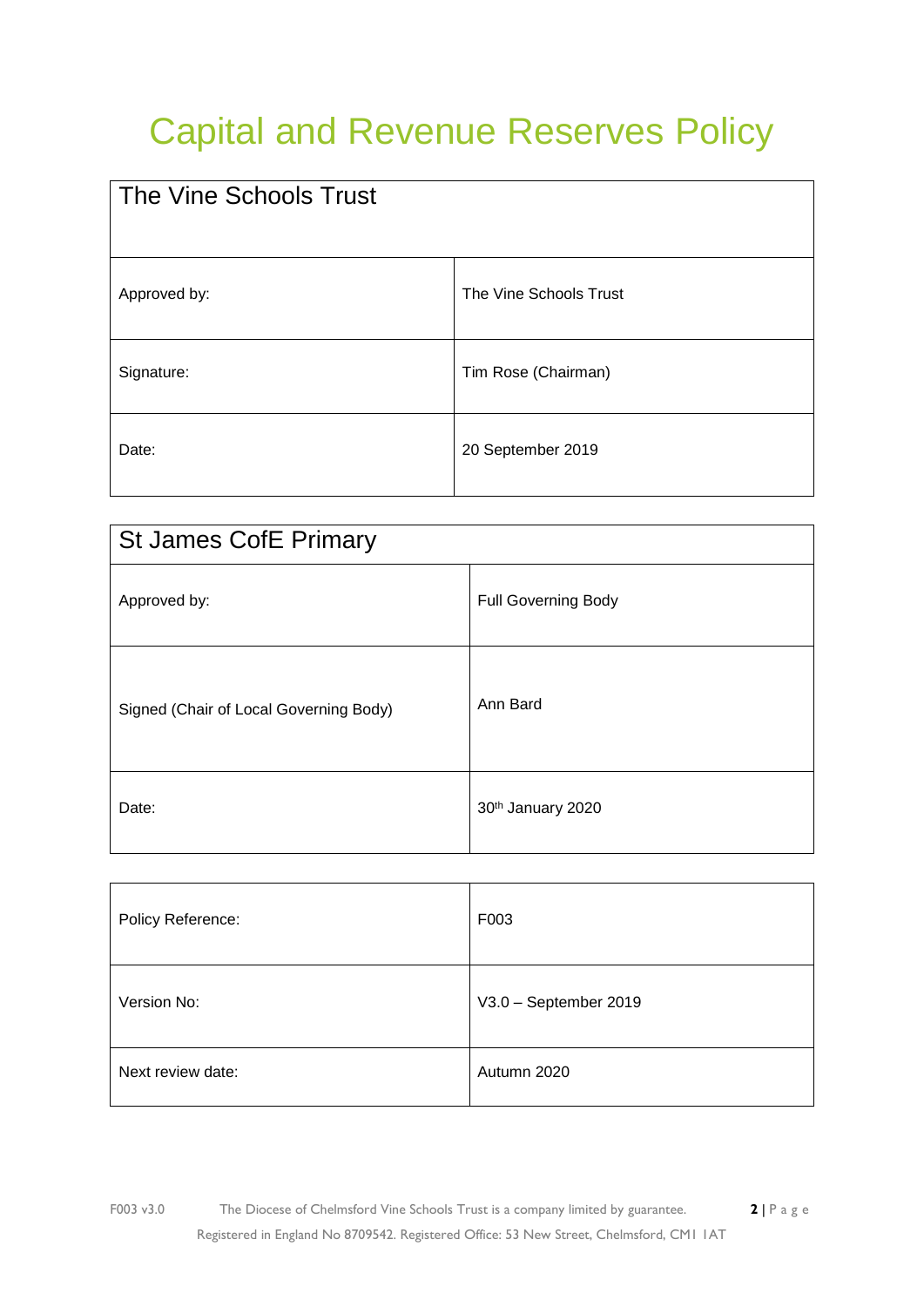# Capital and Revenue Reserves Policy

| The Vine Schools Trust | |
|---|---|
| Approved by: | The Vine Schools Trust |
| Signature: | Tim Rose (Chairman) |
| Date: | 20 September 2019 |

| St James CofE Primary | |
|---|---|
| Approved by: | Full Governing Body |
| Signed (Chair of Local Governing Body) | Ann Bard |
| Date: | 30th January 2020 |

| | |
|---|---|
| Policy Reference: | F003 |
| Version No: | V3.0 – September 2019 |
| Next review date: | Autumn 2020 |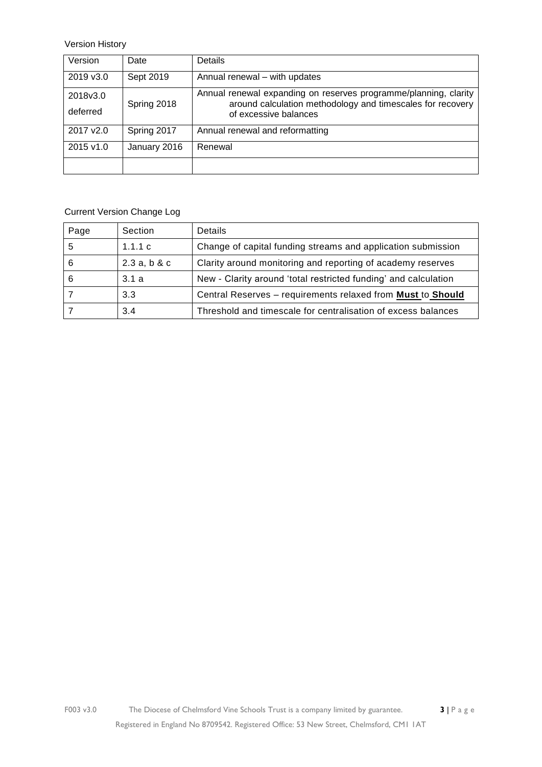Version History

| Version | Date | Details |
|---|---|---|
| 2019 v3.0 | Sept 2019 | Annual renewal – with updates |
| 2018v3.0 deferred | Spring 2018 | Annual renewal expanding on reserves programme/planning, clarity around calculation methodology and timescales for recovery of excessive balances |
| 2017 v2.0 | Spring 2017 | Annual renewal and reformatting |
| 2015 v1.0 | January 2016 | Renewal |
| | | |

Current Version Change Log

| Page | Section | Details |
|---|---|---|
| 5 | 1.1.1 c | Change of capital funding streams and application submission |
| 6 | 2.3 a, b & c | Clarity around monitoring and reporting of academy reserves |
| 6 | 3.1 a | New - Clarity around 'total restricted funding' and calculation |
| 7 | 3.3 | Central Reserves – requirements relaxed from **Must** to **Should** |
| 7 | 3.4 | Threshold and timescale for centralisation of excess balances |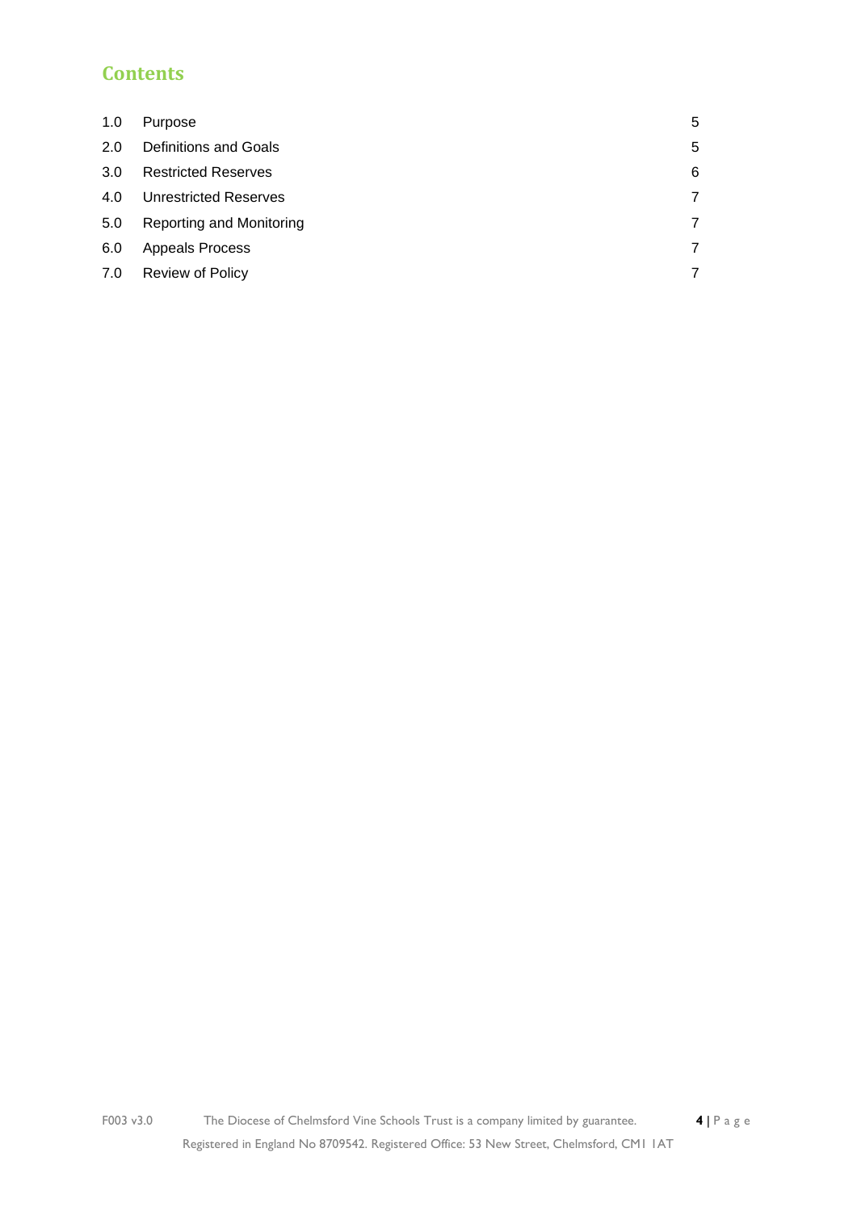## Contents

| | | |
|---|---|---|
| 1.0 | Purpose | 5 |
| 2.0 | Definitions and Goals | 5 |
| 3.0 | Restricted Reserves | 6 |
| 4.0 | Unrestricted Reserves | 7 |
| 5.0 | Reporting and Monitoring | 7 |
| 6.0 | Appeals Process | 7 |
| 7.0 | Review of Policy | 7 |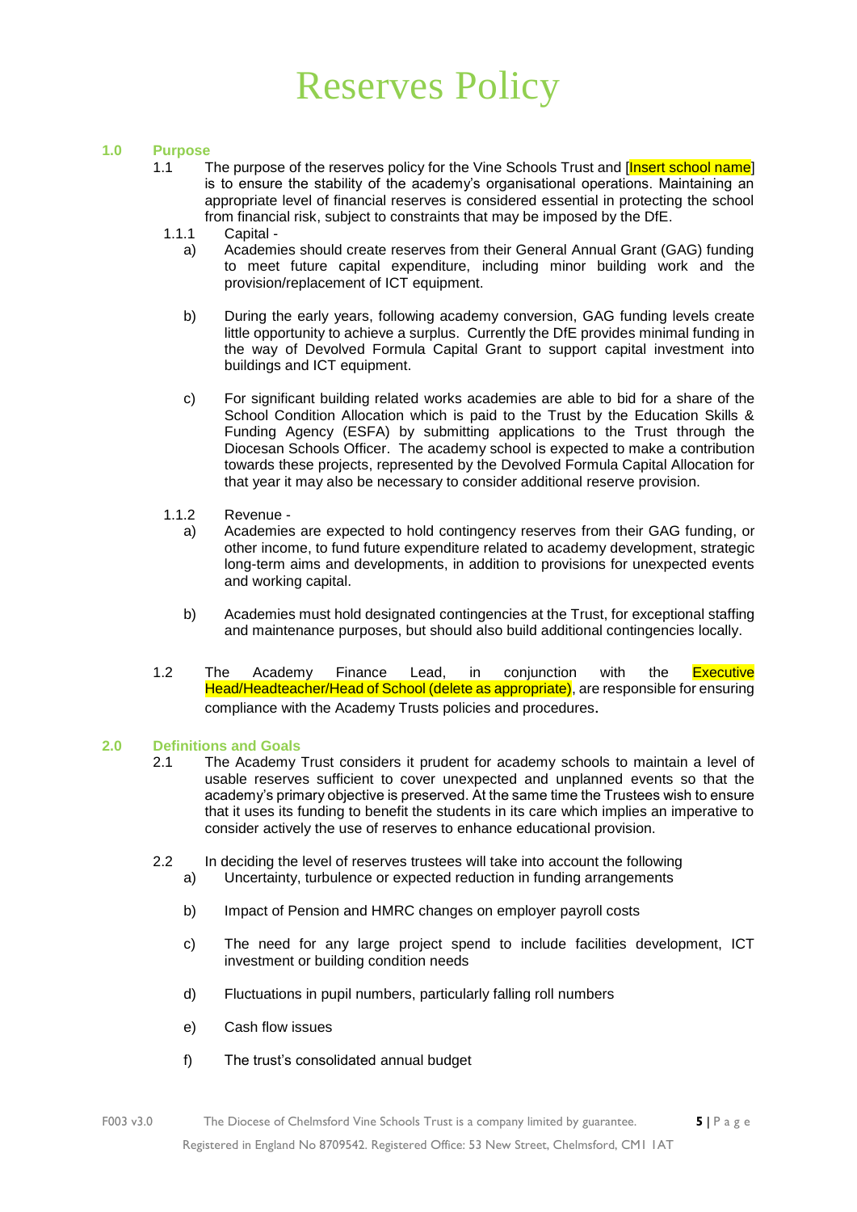# Reserves Policy

## 1.0 Purpose

1.1 The purpose of the reserves policy for the Vine Schools Trust and [Insert school name] is to ensure the stability of the academy's organisational operations. Maintaining an appropriate level of financial reserves is considered essential in protecting the school from financial risk, subject to constraints that may be imposed by the DfE.

1.1.1 Capital -

a) Academies should create reserves from their General Annual Grant (GAG) funding to meet future capital expenditure, including minor building work and the provision/replacement of ICT equipment.

b) During the early years, following academy conversion, GAG funding levels create little opportunity to achieve a surplus. Currently the DfE provides minimal funding in the way of Devolved Formula Capital Grant to support capital investment into buildings and ICT equipment.

c) For significant building related works academies are able to bid for a share of the School Condition Allocation which is paid to the Trust by the Education Skills & Funding Agency (ESFA) by submitting applications to the Trust through the Diocesan Schools Officer. The academy school is expected to make a contribution towards these projects, represented by the Devolved Formula Capital Allocation for that year it may also be necessary to consider additional reserve provision.

1.1.2 Revenue -

a) Academies are expected to hold contingency reserves from their GAG funding, or other income, to fund future expenditure related to academy development, strategic long-term aims and developments, in addition to provisions for unexpected events and working capital.

b) Academies must hold designated contingencies at the Trust, for exceptional staffing and maintenance purposes, but should also build additional contingencies locally.

1.2 The Academy Finance Lead, in conjunction with the Executive Head/Headteacher/Head of School (delete as appropriate), are responsible for ensuring compliance with the Academy Trusts policies and procedures.

## 2.0 Definitions and Goals

2.1 The Academy Trust considers it prudent for academy schools to maintain a level of usable reserves sufficient to cover unexpected and unplanned events so that the academy's primary objective is preserved. At the same time the Trustees wish to ensure that it uses its funding to benefit the students in its care which implies an imperative to consider actively the use of reserves to enhance educational provision.

2.2 In deciding the level of reserves trustees will take into account the following

a) Uncertainty, turbulence or expected reduction in funding arrangements

b) Impact of Pension and HMRC changes on employer payroll costs

c) The need for any large project spend to include facilities development, ICT investment or building condition needs

d) Fluctuations in pupil numbers, particularly falling roll numbers

e) Cash flow issues

f) The trust's consolidated annual budget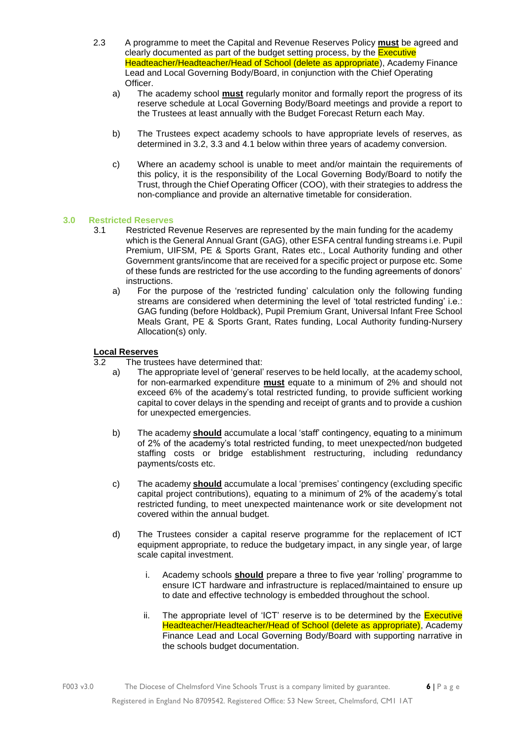2.3 A programme to meet the Capital and Revenue Reserves Policy **must** be agreed and clearly documented as part of the budget setting process, by the Executive Headteacher/Headteacher/Head of School (delete as appropriate), Academy Finance Lead and Local Governing Body/Board, in conjunction with the Chief Operating Officer.

a) The academy school **must** regularly monitor and formally report the progress of its reserve schedule at Local Governing Body/Board meetings and provide a report to the Trustees at least annually with the Budget Forecast Return each May.

b) The Trustees expect academy schools to have appropriate levels of reserves, as determined in 3.2, 3.3 and 4.1 below within three years of academy conversion.

c) Where an academy school is unable to meet and/or maintain the requirements of this policy, it is the responsibility of the Local Governing Body/Board to notify the Trust, through the Chief Operating Officer (COO), with their strategies to address the non-compliance and provide an alternative timetable for consideration.

## 3.0 Restricted Reserves

3.1 Restricted Revenue Reserves are represented by the main funding for the academy which is the General Annual Grant (GAG), other ESFA central funding streams i.e. Pupil Premium, UIFSM, PE & Sports Grant, Rates etc., Local Authority funding and other Government grants/income that are received for a specific project or purpose etc. Some of these funds are restricted for the use according to the funding agreements of donors' instructions.

a) For the purpose of the 'restricted funding' calculation only the following funding streams are considered when determining the level of 'total restricted funding' i.e.: GAG funding (before Holdback), Pupil Premium Grant, Universal Infant Free School Meals Grant, PE & Sports Grant, Rates funding, Local Authority funding-Nursery Allocation(s) only.

**Local Reserves**

3.2 The trustees have determined that:

a) The appropriate level of 'general' reserves to be held locally, at the academy school, for non-earmarked expenditure **must** equate to a minimum of 2% and should not exceed 6% of the academy's total restricted funding, to provide sufficient working capital to cover delays in the spending and receipt of grants and to provide a cushion for unexpected emergencies.

b) The academy **should** accumulate a local 'staff' contingency, equating to a minimum of 2% of the academy's total restricted funding, to meet unexpected/non budgeted staffing costs or bridge establishment restructuring, including redundancy payments/costs etc.

c) The academy **should** accumulate a local 'premises' contingency (excluding specific capital project contributions), equating to a minimum of 2% of the academy's total restricted funding, to meet unexpected maintenance work or site development not covered within the annual budget.

d) The Trustees consider a capital reserve programme for the replacement of ICT equipment appropriate, to reduce the budgetary impact, in any single year, of large scale capital investment.

i. Academy schools **should** prepare a three to five year 'rolling' programme to ensure ICT hardware and infrastructure is replaced/maintained to ensure up to date and effective technology is embedded throughout the school.

ii. The appropriate level of 'ICT' reserve is to be determined by the Executive Headteacher/Headteacher/Head of School (delete as appropriate), Academy Finance Lead and Local Governing Body/Board with supporting narrative in the schools budget documentation.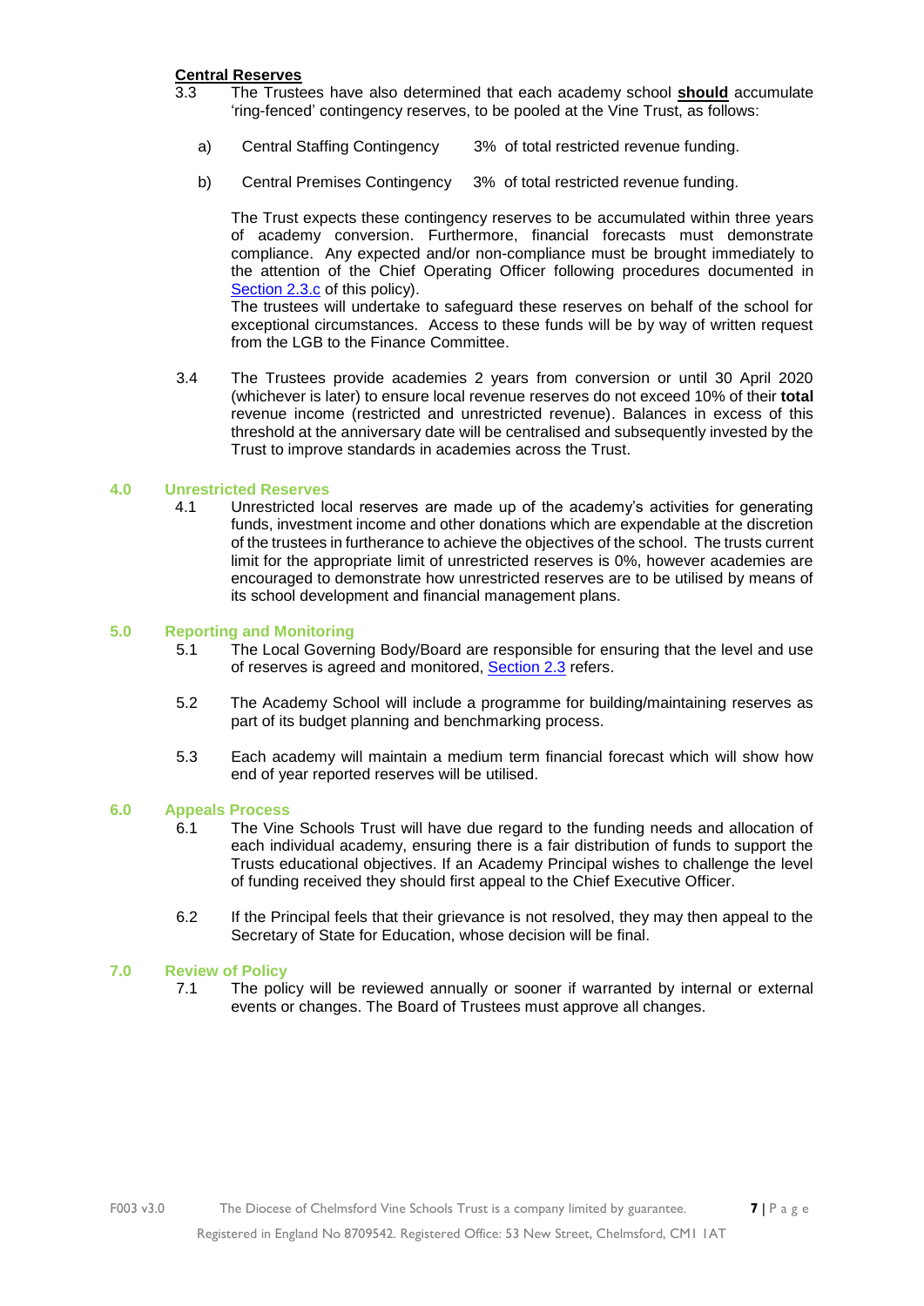**Central Reserves**

3.3 The Trustees have also determined that each academy school **should** accumulate 'ring-fenced' contingency reserves, to be pooled at the Vine Trust, as follows:

a) Central Staffing Contingency 3% of total restricted revenue funding.

b) Central Premises Contingency 3% of total restricted revenue funding.

The Trust expects these contingency reserves to be accumulated within three years of academy conversion. Furthermore, financial forecasts must demonstrate compliance. Any expected and/or non-compliance must be brought immediately to the attention of the Chief Operating Officer following procedures documented in Section 2.3.c of this policy).
The trustees will undertake to safeguard these reserves on behalf of the school for exceptional circumstances. Access to these funds will be by way of written request from the LGB to the Finance Committee.

3.4 The Trustees provide academies 2 years from conversion or until 30 April 2020 (whichever is later) to ensure local revenue reserves do not exceed 10% of their **total** revenue income (restricted and unrestricted revenue). Balances in excess of this threshold at the anniversary date will be centralised and subsequently invested by the Trust to improve standards in academies across the Trust.

## 4.0 Unrestricted Reserves

4.1 Unrestricted local reserves are made up of the academy's activities for generating funds, investment income and other donations which are expendable at the discretion of the trustees in furtherance to achieve the objectives of the school. The trusts current limit for the appropriate limit of unrestricted reserves is 0%, however academies are encouraged to demonstrate how unrestricted reserves are to be utilised by means of its school development and financial management plans.

## 5.0 Reporting and Monitoring

5.1 The Local Governing Body/Board are responsible for ensuring that the level and use of reserves is agreed and monitored, Section 2.3 refers.

5.2 The Academy School will include a programme for building/maintaining reserves as part of its budget planning and benchmarking process.

5.3 Each academy will maintain a medium term financial forecast which will show how end of year reported reserves will be utilised.

## 6.0 Appeals Process

6.1 The Vine Schools Trust will have due regard to the funding needs and allocation of each individual academy, ensuring there is a fair distribution of funds to support the Trusts educational objectives. If an Academy Principal wishes to challenge the level of funding received they should first appeal to the Chief Executive Officer.

6.2 If the Principal feels that their grievance is not resolved, they may then appeal to the Secretary of State for Education, whose decision will be final.

## 7.0 Review of Policy

7.1 The policy will be reviewed annually or sooner if warranted by internal or external events or changes. The Board of Trustees must approve all changes.